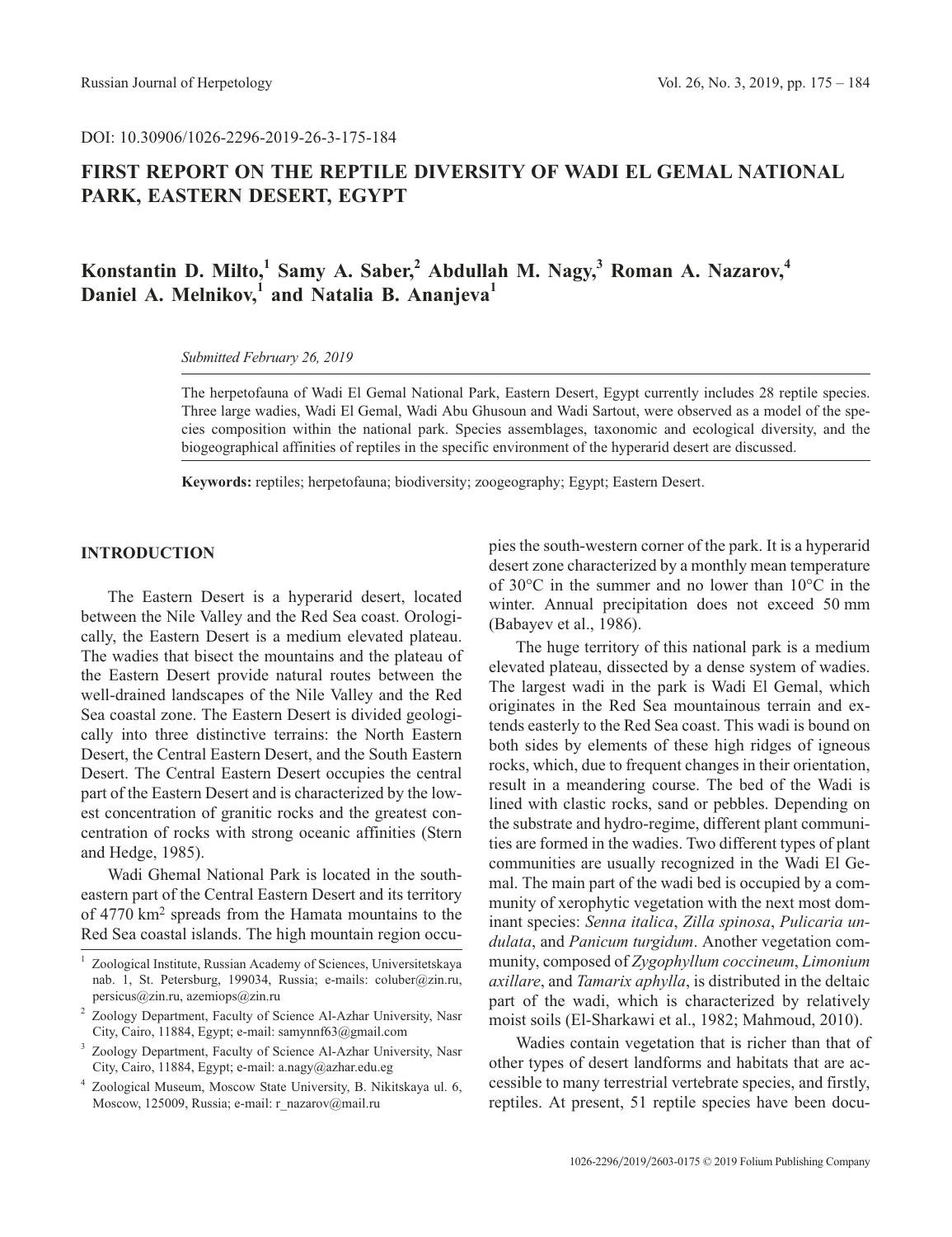DOI: 10.30906/1026-2296-2019-26-3-175-184

# FIRST REPORT ON THE REPTILE DIVERSITY OF WADI EL GEMAL NATIONAL PARK, EASTERN DESERT, EGYPT

**Konstantin D. Milto,[1] Samy A. Saber,[2] Abdullah M. Nagy,[3] Roman A. Nazarov,[4] Daniel A. Melnikov,[1] and Natalia B. Ananjeva[1]**

*Submitted February 26, 2019*

The herpetofauna of Wadi El Gemal National Park, Eastern Desert, Egypt currently includes 28 reptile species. Three large wadies, Wadi El Gemal, Wadi Abu Ghusoun and Wadi Sartout, were observed as a model of the species composition within the national park. Species assemblages, taxonomic and ecological diversity, and the biogeographical affinities of reptiles in the specific environment of the hyperarid desert are discussed.

**Keywords:** reptiles; herpetofauna; biodiversity; zoogeography; Egypt; Eastern Desert.

## INTRODUCTION

The Eastern Desert is a hyperarid desert, located between the Nile Valley and the Red Sea coast. Orologically, the Eastern Desert is a medium elevated plateau. The wadies that bisect the mountains and the plateau of the Eastern Desert provide natural routes between the well-drained landscapes of the Nile Valley and the Red Sea coastal zone. The Eastern Desert is divided geologically into three distinctive terrains: the North Eastern Desert, the Central Eastern Desert, and the South Eastern Desert. The Central Eastern Desert occupies the central part of the Eastern Desert and is characterized by the lowest concentration of granitic rocks and the greatest concentration of rocks with strong oceanic affinities (Stern and Hedge, 1985).

Wadi Ghemal National Park is located in the south-eastern part of the Central Eastern Desert and its territory of 4770 km$^2$ spreads from the Hamata mountains to the Red Sea coastal islands. The high mountain region occupies the south-western corner of the park. It is a hyperarid desert zone characterized by a monthly mean temperature of 30°C in the summer and no lower than 10°C in the winter. Annual precipitation does not exceed 50 mm (Babayev et al., 1986).

The huge territory of this national park is a medium elevated plateau, dissected by a dense system of wadies. The largest wadi in the park is Wadi El Gemal, which originates in the Red Sea mountainous terrain and extends easterly to the Red Sea coast. This wadi is bound on both sides by elements of these high ridges of igneous rocks, which, due to frequent changes in their orientation, result in a meandering course. The bed of the Wadi is lined with clastic rocks, sand or pebbles. Depending on the substrate and hydro-regime, different plant communities are formed in the wadies. Two different types of plant communities are usually recognized in the Wadi El Gemal. The main part of the wadi bed is occupied by a community of xerophytic vegetation with the next most dominant species: *Senna italica*, *Zilla spinosa*, *Pulicaria undulata*, and *Panicum turgidum*. Another vegetation community, composed of *Zygophyllum coccineum*, *Limonium axillare*, and *Tamarix aphylla*, is distributed in the deltaic part of the wadi, which is characterized by relatively moist soils (El-Sharkawi et al., 1982; Mahmoud, 2010).

Wadies contain vegetation that is richer than that of other types of desert landforms and habitats that are accessible to many terrestrial vertebrate species, and firstly, reptiles. At present, 51 reptile species have been docu-

---

[1] Zoological Institute, Russian Academy of Sciences, Universitetskaya nab. 1, St. Petersburg, 199034, Russia; e-mails: coluber@zin.ru, persicus@zin.ru, azemiops@zin.ru

[2] Zoology Department, Faculty of Science Al-Azhar University, Nasr City, Cairo, 11884, Egypt; e-mail: samynnf63@gmail.com

[3] Zoology Department, Faculty of Science Al-Azhar University, Nasr City, Cairo, 11884, Egypt; e-mail: a.nagy@azhar.edu.eg

[4] Zoological Museum, Moscow State University, B. Nikitskaya ul. 6, Moscow, 125009, Russia; e-mail: r_nazarov@mail.ru

1026-2296/2019/2603-0175 © 2019 Folium Publishing Company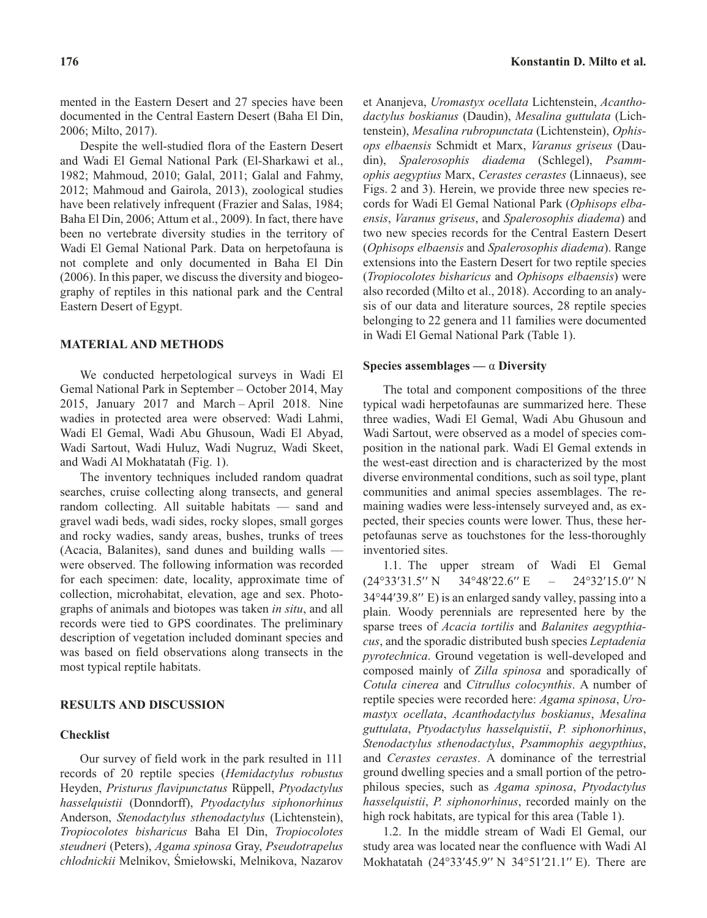mented in the Eastern Desert and 27 species have been documented in the Central Eastern Desert (Baha El Din, 2006; Milto, 2017).

Despite the well-studied flora of the Eastern Desert and Wadi El Gemal National Park (El-Sharkawi et al., 1982; Mahmoud, 2010; Galal, 2011; Galal and Fahmy, 2012; Mahmoud and Gairola, 2013), zoological studies have been relatively infrequent (Frazier and Salas, 1984; Baha El Din, 2006; Attum et al., 2009). In fact, there have been no vertebrate diversity studies in the territory of Wadi El Gemal National Park. Data on herpetofauna is not complete and only documented in Baha El Din (2006). In this paper, we discuss the diversity and biogeography of reptiles in this national park and the Central Eastern Desert of Egypt.

## MATERIAL AND METHODS

We conducted herpetological surveys in Wadi El Gemal National Park in September – October 2014, May 2015, January 2017 and March – April 2018. Nine wadies in protected area were observed: Wadi Lahmi, Wadi El Gemal, Wadi Abu Ghusoun, Wadi El Abyad, Wadi Sartout, Wadi Huluz, Wadi Nugruz, Wadi Skeet, and Wadi Al Mokhatatah (Fig. 1).

The inventory techniques included random quadrat searches, cruise collecting along transects, and general random collecting. All suitable habitats — sand and gravel wadi beds, wadi sides, rocky slopes, small gorges and rocky wadies, sandy areas, bushes, trunks of trees (Acacia, Balanites), sand dunes and building walls — were observed. The following information was recorded for each specimen: date, locality, approximate time of collection, microhabitat, elevation, age and sex. Photographs of animals and biotopes was taken *in situ*, and all records were tied to GPS coordinates. The preliminary description of vegetation included dominant species and was based on field observations along transects in the most typical reptile habitats.

## RESULTS AND DISCUSSION

### Checklist

Our survey of field work in the park resulted in 111 records of 20 reptile species (*Hemidactylus robustus* Heyden, *Pristurus flavipunctatus* Rüppell, *Ptyodactylus hasselquistii* (Donndorff), *Ptyodactylus siphonorhinus* Anderson, *Stenodactylus sthenodactylus* (Lichtenstein), *Tropiocolotes bisharicus* Baha El Din, *Tropiocolotes steudneri* (Peters), *Agama spinosa* Gray, *Pseudotrapelus chlodnickii* Melnikov, Śmiełowski, Melnikova, Nazarov et Ananjeva, *Uromastyx ocellata* Lichtenstein, *Acanthodactylus boskianus* (Daudin), *Mesalina guttulata* (Lichtenstein), *Mesalina rubropunctata* (Lichtenstein), *Ophisops elbaensis* Schmidt et Marx, *Varanus griseus* (Daudin), *Spalerosophis diadema* (Schlegel), *Psammophis aegyptius* Marx, *Cerastes cerastes* (Linnaeus), see Figs. 2 and 3). Herein, we provide three new species records for Wadi El Gemal National Park (*Ophisops elbaensis*, *Varanus griseus*, and *Spalerosophis diadema*) and two new species records for the Central Eastern Desert (*Ophisops elbaensis* and *Spalerosophis diadema*). Range extensions into the Eastern Desert for two reptile species (*Tropiocolotes bisharicus* and *Ophisops elbaensis*) were also recorded (Milto et al., 2018). According to an analysis of our data and literature sources, 28 reptile species belonging to 22 genera and 11 families were documented in Wadi El Gemal National Park (Table 1).

### Species assemblages — α Diversity

The total and component compositions of the three typical wadi herpetofaunas are summarized here. These three wadies, Wadi El Gemal, Wadi Abu Ghusoun and Wadi Sartout, were observed as a model of species composition in the national park. Wadi El Gemal extends in the west-east direction and is characterized by the most diverse environmental conditions, such as soil type, plant communities and animal species assemblages. The remaining wadies were less-intensely surveyed and, as expected, their species counts were lower. Thus, these herpetofaunas serve as touchstones for the less-thoroughly inventoried sites.

1.1. The upper stream of Wadi El Gemal (24°33′31.5″ N 34°48′22.6″ E – 24°32′15.0″ N 34°44′39.8″ E) is an enlarged sandy valley, passing into a plain. Woody perennials are represented here by the sparse trees of *Acacia tortilis* and *Balanites aegypthiacus*, and the sporadic distributed bush species *Leptadenia pyrotechnica*. Ground vegetation is well-developed and composed mainly of *Zilla spinosa* and sporadically of *Cotula cinerea* and *Citrullus colocynthis*. A number of reptile species were recorded here: *Agama spinosa*, *Uromastyx ocellata*, *Acanthodactylus boskianus*, *Mesalina guttulata*, *Ptyodactylus hasselquistii*, *P. siphonorhinus*, *Stenodactylus sthenodactylus*, *Psammophis aegypthius*, and *Cerastes cerastes*. A dominance of the terrestrial ground dwelling species and a small portion of the petrophilous species, such as *Agama spinosa*, *Ptyodactylus hasselquistii*, *P. siphonorhinus*, recorded mainly on the high rock habitats, are typical for this area (Table 1).

1.2. In the middle stream of Wadi El Gemal, our study area was located near the confluence with Wadi Al Mokhatatah (24°33′45.9″ N 34°51′21.1″ E). There are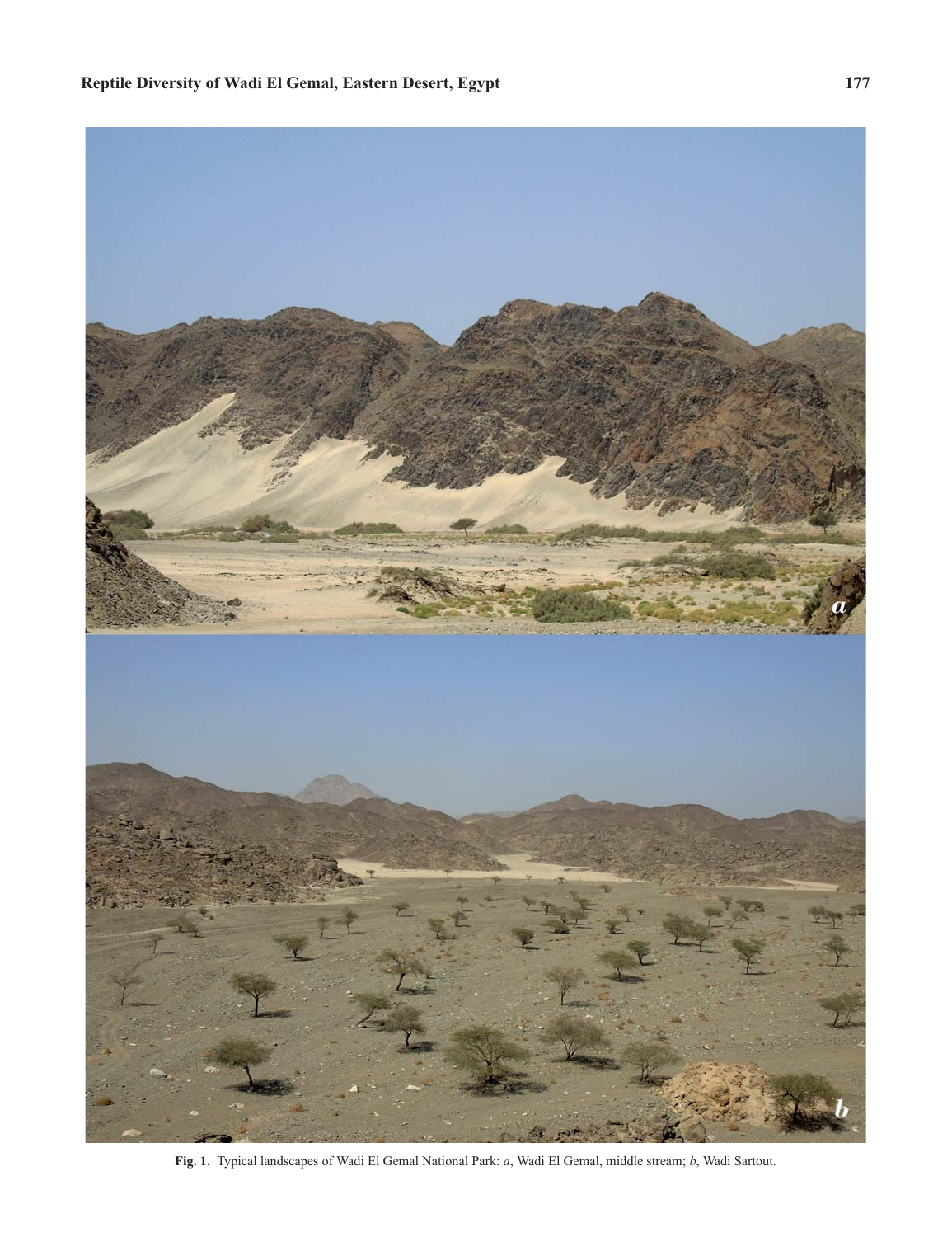**Fig. 1.** Typical landscapes of Wadi El Gemal National Park: *a*, Wadi El Gemal, middle stream; *b*, Wadi Sartout.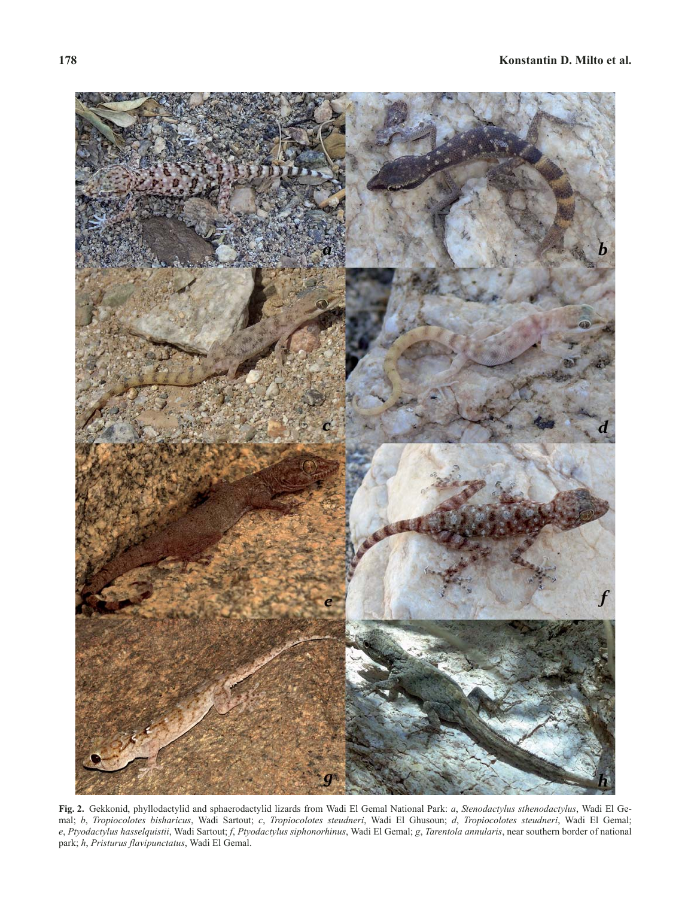**Fig. 2.** Gekkonid, phyllodactylid and sphaerodactylid lizards from Wadi El Gemal National Park: *a*, *Stenodactylus sthenodactylus*, Wadi El Gemal; *b*, *Tropiocolotes bisharicus*, Wadi Sartout; *c*, *Tropiocolotes steudneri*, Wadi El Ghusoun; *d*, *Tropiocolotes steudneri*, Wadi El Gemal; *e*, *Ptyodactylus hasselquistii*, Wadi Sartout; *f*, *Ptyodactylus siphonorhinus*, Wadi El Gemal; *g*, *Tarentola annularis*, near southern border of national park; *h*, *Pristurus flavipunctatus*, Wadi El Gemal.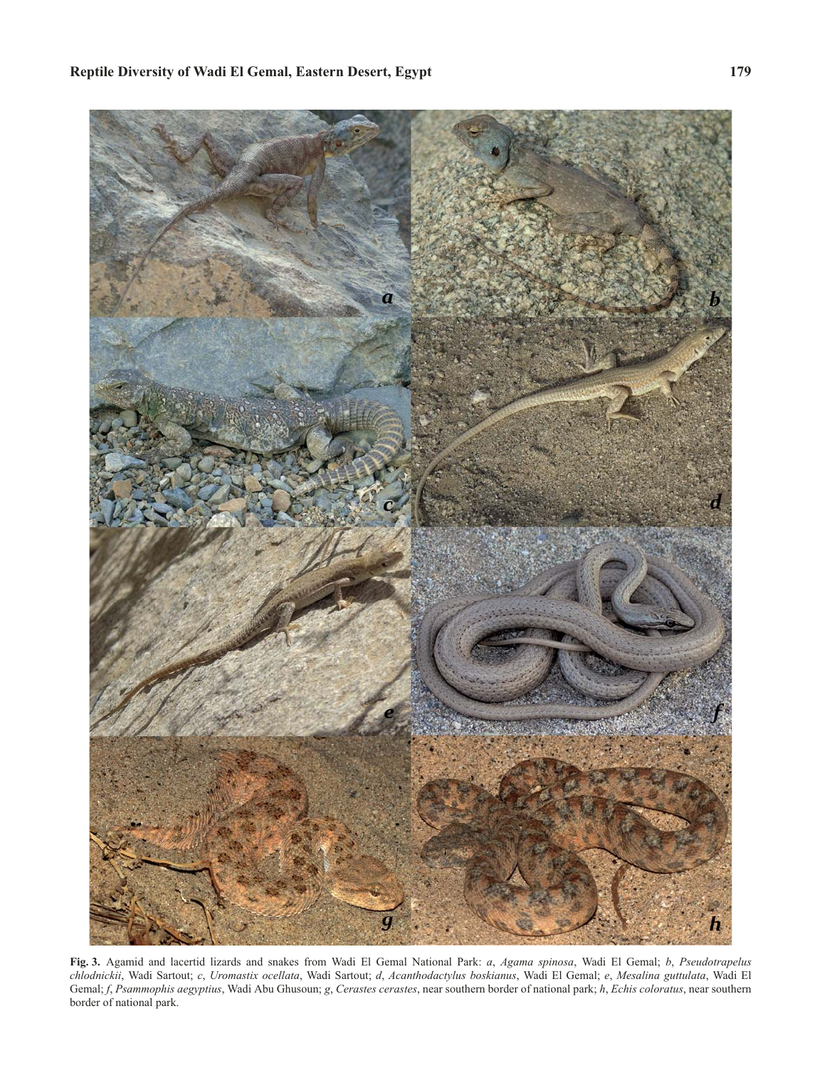**Fig. 3.** Agamid and lacertid lizards and snakes from Wadi El Gemal National Park: *a*, *Agama spinosa*, Wadi El Gemal; *b*, *Pseudotrapelus chlodnickii*, Wadi Sartout; *c*, *Uromastix ocellata*, Wadi Sartout; *d*, *Acanthodactylus boskianus*, Wadi El Gemal; *e*, *Mesalina guttulata*, Wadi El Gemal; *f*, *Psammophis aegyptius*, Wadi Abu Ghusoun; *g*, *Cerastes cerastes*, near southern border of national park; *h*, *Echis coloratus*, near southern border of national park.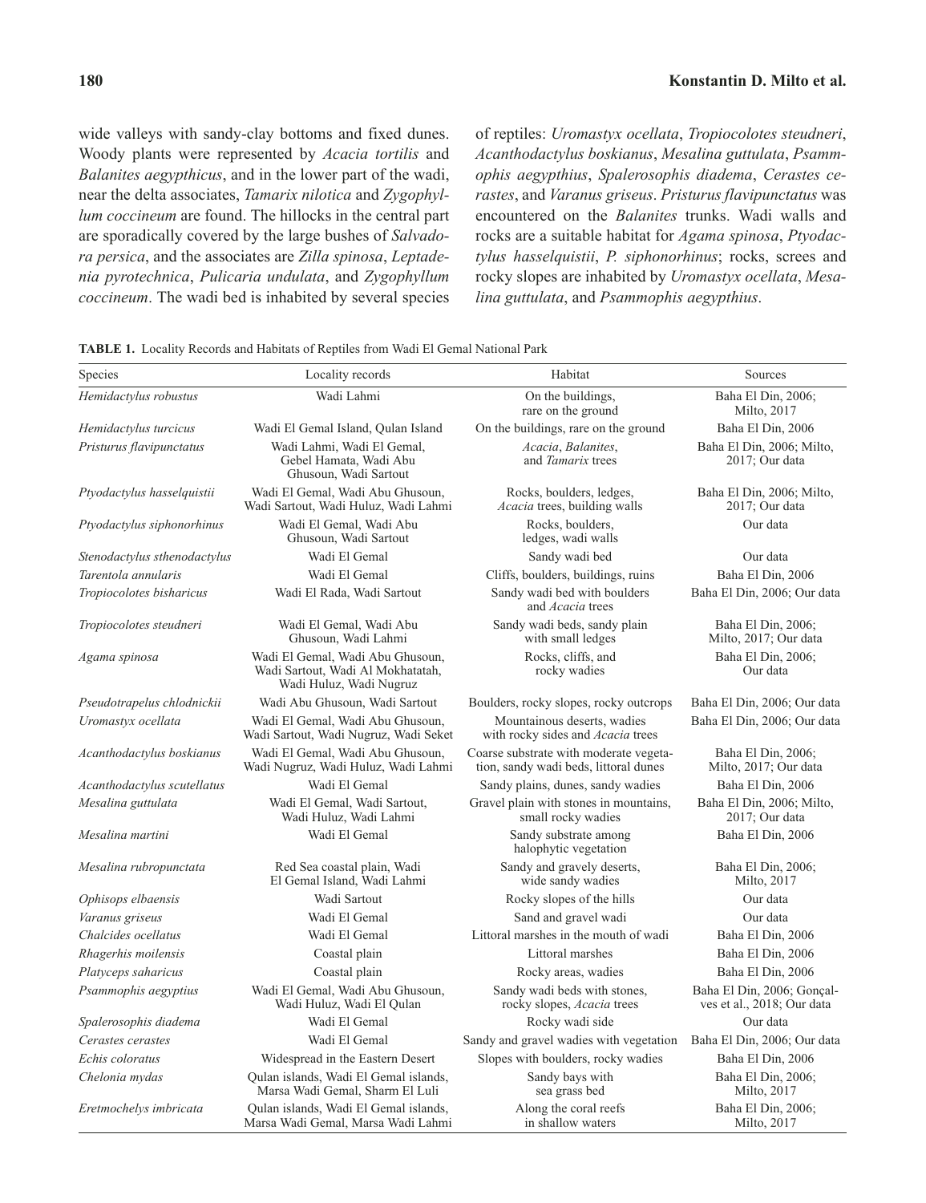wide valleys with sandy-clay bottoms and fixed dunes. Woody plants were represented by *Acacia tortilis* and *Balanites aegypthicus*, and in the lower part of the wadi, near the delta associates, *Tamarix nilotica* and *Zygophyllum coccineum* are found. The hillocks in the central part are sporadically covered by the large bushes of *Salvadora persica*, and the associates are *Zilla spinosa*, *Leptadenia pyrotechnica*, *Pulicaria undulata*, and *Zygophyllum coccineum*. The wadi bed is inhabited by several species of reptiles: *Uromastyx ocellata*, *Tropiocolotes steudneri*, *Acanthodactylus boskianus*, *Mesalina guttulata*, *Psammophis aegypthius*, *Spalerosophis diadema*, *Cerastes cerastes*, and *Varanus griseus*. *Pristurus flavipunctatus* was encountered on the *Balanites* trunks. Wadi walls and rocks are a suitable habitat for *Agama spinosa*, *Ptyodactylus hasselquistii*, *P. siphonorhinus*; rocks, screes and rocky slopes are inhabited by *Uromastyx ocellata*, *Mesalina guttulata*, and *Psammophis aegypthius*.

**TABLE 1.** Locality Records and Habitats of Reptiles from Wadi El Gemal National Park

| Species | Locality records | Habitat | Sources |
|---|---|---|---|
| *Hemidactylus robustus* | Wadi Lahmi | On the buildings, rare on the ground | Baha El Din, 2006; Milto, 2017 |
| *Hemidactylus turcicus* | Wadi El Gemal Island, Qulan Island | On the buildings, rare on the ground | Baha El Din, 2006 |
| *Pristurus flavipunctatus* | Wadi Lahmi, Wadi El Gemal, Gebel Hamata, Wadi Abu Ghusoun, Wadi Sartout | *Acacia*, *Balanites*, and *Tamarix* trees | Baha El Din, 2006; Milto, 2017; Our data |
| *Ptyodactylus hasselquistii* | Wadi El Gemal, Wadi Abu Ghusoun, Wadi Sartout, Wadi Huluz, Wadi Lahmi | Rocks, boulders, ledges, *Acacia* trees, building walls | Baha El Din, 2006; Milto, 2017; Our data |
| *Ptyodactylus siphonorhinus* | Wadi El Gemal, Wadi Abu Ghusoun, Wadi Sartout | Rocks, boulders, ledges, wadi walls | Our data |
| *Stenodactylus sthenodactylus* | Wadi El Gemal | Sandy wadi bed | Our data |
| *Tarentola annularis* | Wadi El Gemal | Cliffs, boulders, buildings, ruins | Baha El Din, 2006 |
| *Tropiocolotes bisharicus* | Wadi El Rada, Wadi Sartout | Sandy wadi bed with boulders and *Acacia* trees | Baha El Din, 2006; Our data |
| *Tropiocolotes steudneri* | Wadi El Gemal, Wadi Abu Ghusoun, Wadi Lahmi | Sandy wadi beds, sandy plain with small ledges | Baha El Din, 2006; Milto, 2017; Our data |
| *Agama spinosa* | Wadi El Gemal, Wadi Abu Ghusoun, Wadi Sartout, Wadi Al Mokhatatah, Wadi Huluz, Wadi Nugruz | Rocks, cliffs, and rocky wadies | Baha El Din, 2006; Our data |
| *Pseudotrapelus chlodnickii* | Wadi Abu Ghusoun, Wadi Sartout | Boulders, rocky slopes, rocky outcrops | Baha El Din, 2006; Our data |
| *Uromastyx ocellata* | Wadi El Gemal, Wadi Abu Ghusoun, Wadi Sartout, Wadi Nugruz, Wadi Seket | Mountainous deserts, wadies with rocky sides and *Acacia* trees | Baha El Din, 2006; Our data |
| *Acanthodactylus boskianus* | Wadi El Gemal, Wadi Abu Ghusoun, Wadi Nugruz, Wadi Huluz, Wadi Lahmi | Coarse substrate with moderate vegetation, sandy wadi beds, littoral dunes | Baha El Din, 2006; Milto, 2017; Our data |
| *Acanthodactylus scutellatus* | Wadi El Gemal | Sandy plains, dunes, sandy wadies | Baha El Din, 2006 |
| *Mesalina guttulata* | Wadi El Gemal, Wadi Sartout, Wadi Huluz, Wadi Lahmi | Gravel plain with stones in mountains, small rocky wadies | Baha El Din, 2006; Milto, 2017; Our data |
| *Mesalina martini* | Wadi El Gemal | Sandy substrate among halophytic vegetation | Baha El Din, 2006 |
| *Mesalina rubropunctata* | Red Sea coastal plain, Wadi El Gemal Island, Wadi Lahmi | Sandy and gravely deserts, wide sandy wadies | Baha El Din, 2006; Milto, 2017 |
| *Ophisops elbaensis* | Wadi Sartout | Rocky slopes of the hills | Our data |
| *Varanus griseus* | Wadi El Gemal | Sand and gravel wadi | Our data |
| *Chalcides ocellatus* | Wadi El Gemal | Littoral marshes in the mouth of wadi | Baha El Din, 2006 |
| *Rhagerhis moilensis* | Coastal plain | Littoral marshes | Baha El Din, 2006 |
| *Platyceps saharicus* | Coastal plain | Rocky areas, wadies | Baha El Din, 2006 |
| *Psammophis aegyptius* | Wadi El Gemal, Wadi Abu Ghusoun, Wadi Huluz, Wadi El Qulan | Sandy wadi beds with stones, rocky slopes, *Acacia* trees | Baha El Din, 2006; Gonçalves et al., 2018; Our data |
| *Spalerosophis diadema* | Wadi El Gemal | Rocky wadi side | Our data |
| *Cerastes cerastes* | Wadi El Gemal | Sandy and gravel wadies with vegetation | Baha El Din, 2006; Our data |
| *Echis coloratus* | Widespread in the Eastern Desert | Slopes with boulders, rocky wadies | Baha El Din, 2006 |
| *Chelonia mydas* | Qulan islands, Wadi El Gemal islands, Marsa Wadi Gemal, Sharm El Luli | Sandy bays with sea grass bed | Baha El Din, 2006; Milto, 2017 |
| *Eretmochelys imbricata* | Qulan islands, Wadi El Gemal islands, Marsa Wadi Gemal, Marsa Wadi Lahmi | Along the coral reefs in shallow waters | Baha El Din, 2006; Milto, 2017 |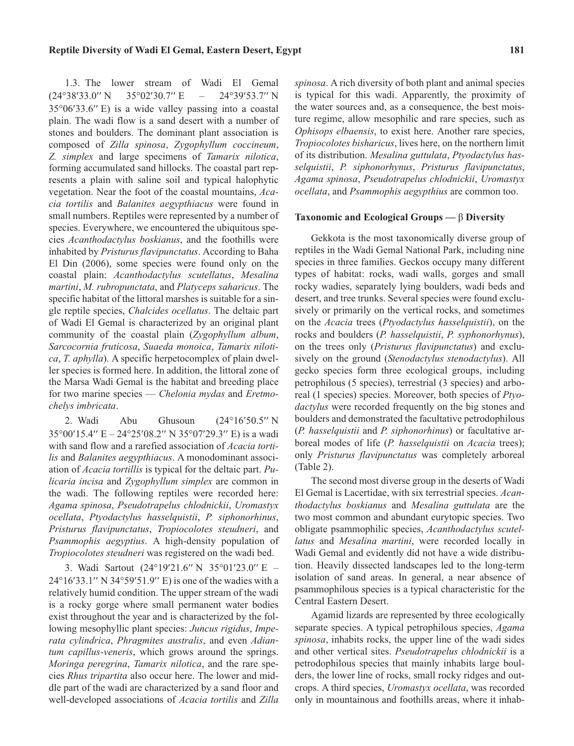1.3. The lower stream of Wadi El Gemal (24°38′33.0′′ N 35°02′30.7′′ E – 24°39′53.7′′ N 35°06′33.6′′ E) is a wide valley passing into a coastal plain. The wadi flow is a sand desert with a number of stones and boulders. The dominant plant association is composed of *Zilla spinosa*, *Zygophyllum coccineum*, *Z. simplex* and large specimens of *Tamarix nilotica*, forming accumulated sand hillocks. The coastal part represents a plain with saline soil and typical halophytic vegetation. Near the foot of the coastal mountains, *Acacia tortilis* and *Balanites aegypthiacus* were found in small numbers. Reptiles were represented by a number of species. Everywhere, we encountered the ubiquitous species *Acanthodactylus boskianus*, and the foothills were inhabited by *Pristurus flavipunctatus*. According to Baha El Din (2006), some species were found only on the coastal plain: *Acanthodactylus scutellatus*, *Mesalina martini*, *M. rubropunctata*, and *Platyceps saharicus*. The specific habitat of the littoral marshes is suitable for a single reptile species, *Chalcides ocellatus*. The deltaic part of Wadi El Gemal is characterized by an original plant community of the coastal plain (*Zygophyllum album*, *Sarcocornia fruticosa*, *Suaeda monoica*, *Tamarix nilotica*, *T. aphylla*). A specific herpetocomplex of plain dweller species is formed here. In addition, the littoral zone of the Marsa Wadi Gemal is the habitat and breeding place for two marine species — *Chelonia mydas* and *Eretmochelys imbricata*.

2. Wadi Abu Ghusoun (24°16′50.5′′ N 35°00′15.4′′ E – 24°25′08.2′′ N 35°07′29.3′′ E) is a wadi with sand flow and a rarefied association of *Acacia tortilis* and *Balanites aegypthiacus*. A monodominant association of *Acacia tortillis* is typical for the deltaic part. *Pulicaria incisa* and *Zygophyllum simplex* are common in the wadi. The following reptiles were recorded here: *Agama spinosa*, *Pseudotrapelus chlodnickii*, *Uromastyx ocellata*, *Ptyodactylus hasselquistii*, *P. siphonorhinus*, *Pristurus flavipunctatus*, *Tropiocolotes steudneri*, and *Psammophis aegyptius*. A high-density population of *Tropiocolotes steudneri* was registered on the wadi bed.

3. Wadi Sartout (24°19′21.6′′ N 35°01′23.0′′ E – 24°16′33.1′′ N 34°59′51.9′′ E) is one of the wadies with a relatively humid condition. The upper stream of the wadi is a rocky gorge where small permanent water bodies exist throughout the year and is characterized by the following mesophyllic plant species: *Juncus rigidus*, *Imperata cylindrica*, *Phragmites australis*, and even *Adiantum capillus-veneris*, which grows around the springs. *Moringa peregrina*, *Tamarix nilotica*, and the rare species *Rhus tripartita* also occur here. The lower and middle part of the wadi are characterized by a sand floor and well-developed associations of *Acacia tortilis* and *Zilla spinosa*. A rich diversity of both plant and animal species is typical for this wadi. Apparently, the proximity of the water sources and, as a consequence, the best moisture regime, allow mesophilic and rare species, such as *Ophisops elbaensis*, to exist here. Another rare species, *Tropiocolotes bisharicus*, lives here, on the northern limit of its distribution. *Mesalina guttulata*, *Ptyodactylus hasselquistii*, *P. siphonorhynus*, *Pristurus flavipunctatus*, *Agama spinosa*, *Pseudotrapelus chlodnickii*, *Uromastyx ocellata*, and *Psammophis aegypthius* are common too.

#### Taxonomic and Ecological Groups — β Diversity

Gekkota is the most taxonomically diverse group of reptiles in the Wadi Gemal National Park, including nine species in three families. Geckos occupy many different types of habitat: rocks, wadi walls, gorges and small rocky wadies, separately lying boulders, wadi beds and desert, and tree trunks. Several species were found exclusively or primarily on the vertical rocks, and sometimes on the *Acacia* trees (*Ptyodactylus hasselquistii*), on the rocks and boulders (*P. hasselquistii*, *P. syphonorhynus*), on the trees only (*Pristurus flavipunctatus*) and exclusively on the ground (*Stenodactylus stenodactylus*). All gecko species form three ecological groups, including petrophilous (5 species), terrestrial (3 species) and arboreal (1 species) species. Moreover, both species of *Ptyodactylus* were recorded frequently on the big stones and boulders and demonstrated the facultative petrodophilous (*P. hasselquistii* and *P. siphonorhinus*) or facultative arboreal modes of life (*P. hasselquistii* on *Acacia* trees); only *Pristurus flavipunctatus* was completely arboreal (Table 2).

The second most diverse group in the deserts of Wadi El Gemal is Lacertidae, with six terrestrial species. *Acanthodactylus boskianus* and *Mesalina guttulata* are the two most common and abundant eurytopic species. Two obligate psammophilic species, *Acanthodactylus scutellatus* and *Mesalina martini*, were recorded locally in Wadi Gemal and evidently did not have a wide distribution. Heavily dissected landscapes led to the long-term isolation of sand areas. In general, a near absence of psammophilous species is a typical characteristic for the Central Eastern Desert.

Agamid lizards are represented by three ecologically separate species. A typical petrophilous species, *Agama spinosa*, inhabits rocks, the upper line of the wadi sides and other vertical sites. *Pseudotrapelus chlodnickii* is a petrodophilous species that mainly inhabits large boulders, the lower line of rocks, small rocky ridges and outcrops. A third species, *Uromastyx ocellata*, was recorded only in mountainous and foothills areas, where it inhab-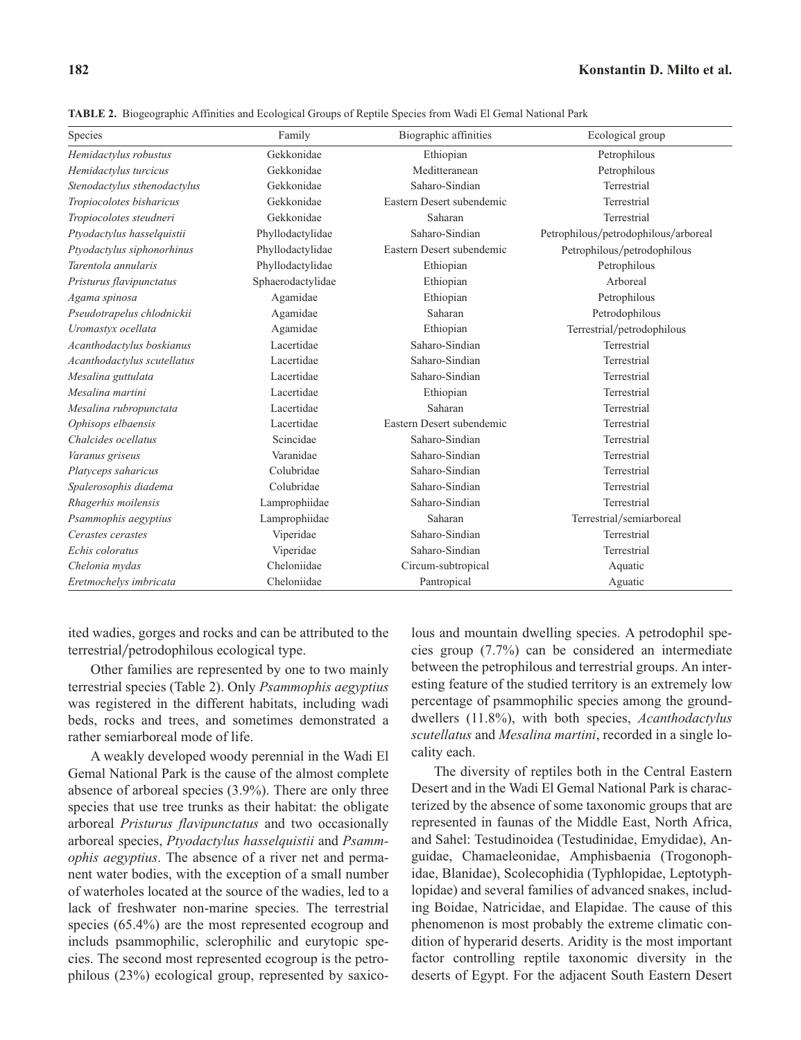**TABLE 2.** Biogeographic Affinities and Ecological Groups of Reptile Species from Wadi El Gemal National Park

| Species | Family | Biographic affinities | Ecological group |
|---|---|---|---|
| *Hemidactylus robustus* | Gekkonidae | Ethiopian | Petrophilous |
| *Hemidactylus turcicus* | Gekkonidae | Meditteranean | Petrophilous |
| *Stenodactylus sthenodactylus* | Gekkonidae | Saharo-Sindian | Terrestrial |
| *Tropiocolotes bisharicus* | Gekkonidae | Eastern Desert subendemic | Terrestrial |
| *Tropiocolotes steudneri* | Gekkonidae | Saharan | Terrestrial |
| *Ptyodactylus hasselquistii* | Phyllodactylidae | Saharo-Sindian | Petrophilous/petrodophilous/arboreal |
| *Ptyodactylus siphonorhinus* | Phyllodactylidae | Eastern Desert subendemic | Petrophilous/petrodophilous |
| *Tarentola annularis* | Phyllodactylidae | Ethiopian | Petrophilous |
| *Pristurus flavipunctatus* | Sphaerodactylidae | Ethiopian | Arboreal |
| *Agama spinosa* | Agamidae | Ethiopian | Petrophilous |
| *Pseudotrapelus chlodnickii* | Agamidae | Saharan | Petrodophilous |
| *Uromastyx ocellata* | Agamidae | Ethiopian | Terrestrial/petrodophilous |
| *Acanthodactylus boskianus* | Lacertidae | Saharo-Sindian | Terrestrial |
| *Acanthodactylus scutellatus* | Lacertidae | Saharo-Sindian | Terrestrial |
| *Mesalina guttulata* | Lacertidae | Saharo-Sindian | Terrestrial |
| *Mesalina martini* | Lacertidae | Ethiopian | Terrestrial |
| *Mesalina rubropunctata* | Lacertidae | Saharan | Terrestrial |
| *Ophisops elbaensis* | Lacertidae | Eastern Desert subendemic | Terrestrial |
| *Chalcides ocellatus* | Scincidae | Saharo-Sindian | Terrestrial |
| *Varanus griseus* | Varanidae | Saharo-Sindian | Terrestrial |
| *Platyceps saharicus* | Colubridae | Saharo-Sindian | Terrestrial |
| *Spalerosophis diadema* | Colubridae | Saharo-Sindian | Terrestrial |
| *Rhagerhis moilensis* | Lamprophiidae | Saharo-Sindian | Terrestrial |
| *Psammophis aegyptius* | Lamprophiidae | Saharan | Terrestrial/semiarboreal |
| *Cerastes cerastes* | Viperidae | Saharo-Sindian | Terrestrial |
| *Echis coloratus* | Viperidae | Saharo-Sindian | Terrestrial |
| *Chelonia mydas* | Cheloniidae | Circum-subtropical | Aquatic |
| *Eretmochelys imbricata* | Cheloniidae | Pantropical | Aguatic |

ited wadies, gorges and rocks and can be attributed to the terrestrial/petrodophilous ecological type.

Other families are represented by one to two mainly terrestrial species (Table 2). Only *Psammophis aegyptius* was registered in the different habitats, including wadi beds, rocks and trees, and sometimes demonstrated a rather semiarboreal mode of life.

A weakly developed woody perennial in the Wadi El Gemal National Park is the cause of the almost complete absence of arboreal species (3.9%). There are only three species that use tree trunks as their habitat: the obligate arboreal *Pristurus flavipunctatus* and two occasionally arboreal species, *Ptyodactylus hasselquistii* and *Psammophis aegyptius*. The absence of a river net and permanent water bodies, with the exception of a small number of waterholes located at the source of the wadies, led to a lack of freshwater non-marine species. The terrestrial species (65.4%) are the most represented ecogroup and includs psammophilic, sclerophilic and eurytopic species. The second most represented ecogroup is the petrophilous (23%) ecological group, represented by saxicolous and mountain dwelling species. A petrodophil species group (7.7%) can be considered an intermediate between the petrophilous and terrestrial groups. An interesting feature of the studied territory is an extremely low percentage of psammophilic species among the ground-dwellers (11.8%), with both species, *Acanthodactylus scutellatus* and *Mesalina martini*, recorded in a single locality each.

The diversity of reptiles both in the Central Eastern Desert and in the Wadi El Gemal National Park is characterized by the absence of some taxonomic groups that are represented in faunas of the Middle East, North Africa, and Sahel: Testudinoidea (Testudinidae, Emydidae), Anguidae, Chamaeleonidae, Amphisbaenia (Trogonophidae, Blanidae), Scolecophidia (Typhlopidae, Leptotyphlopidae) and several families of advanced snakes, including Boidae, Natricidae, and Elapidae. The cause of this phenomenon is most probably the extreme climatic condition of hyperarid deserts. Aridity is the most important factor controlling reptile taxonomic diversity in the deserts of Egypt. For the adjacent South Eastern Desert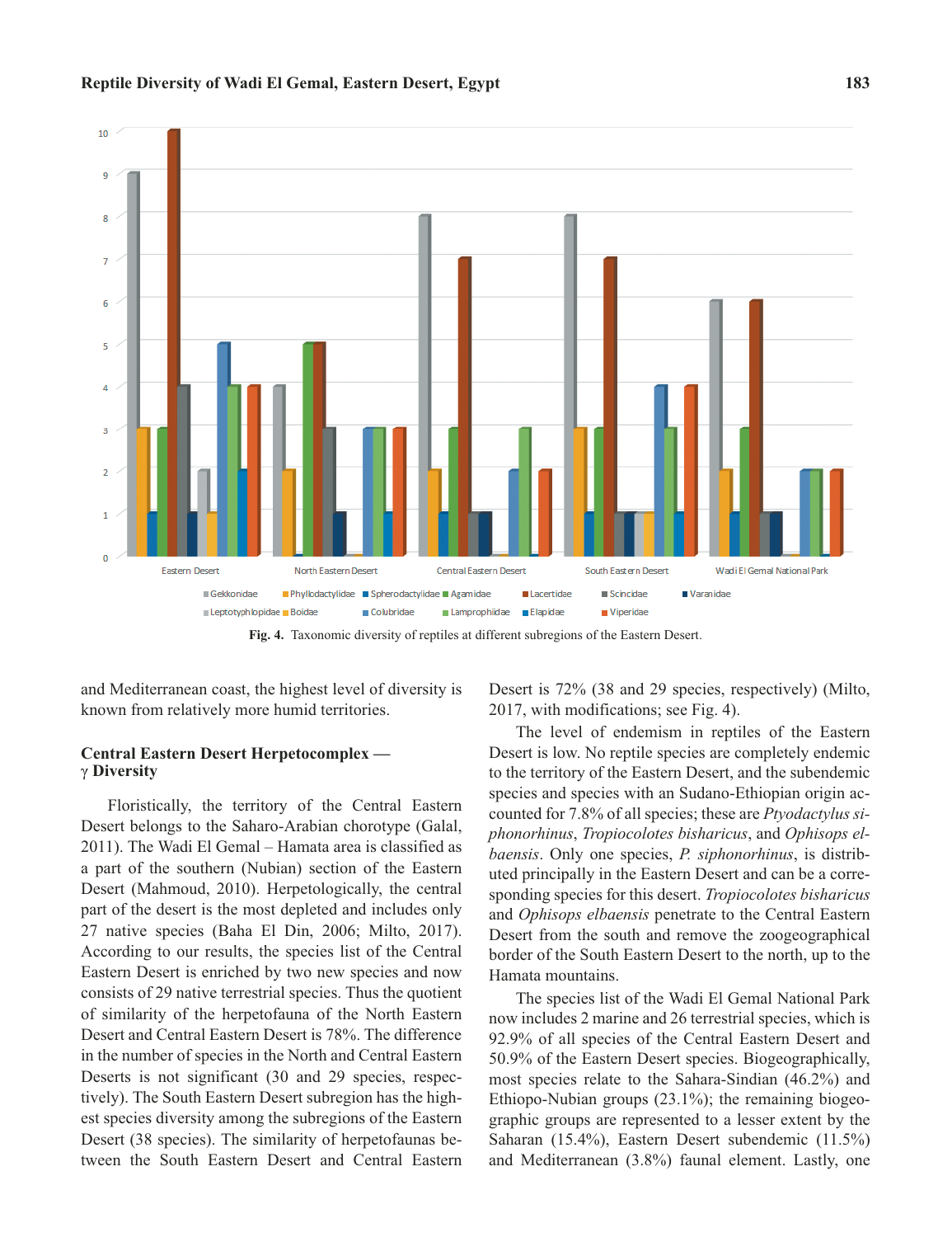Fig. 4. Taxonomic diversity of reptiles at different subregions of the Eastern Desert.

and Mediterranean coast, the highest level of diversity is known from relatively more humid territories.

### Central Eastern Desert Herpetocomplex — γ Diversity

Floristically, the territory of the Central Eastern Desert belongs to the Saharo-Arabian chorotype (Galal, 2011). The Wadi El Gemal – Hamata area is classified as a part of the southern (Nubian) section of the Eastern Desert (Mahmoud, 2010). Herpetologically, the central part of the desert is the most depleted and includes only 27 native species (Baha El Din, 2006; Milto, 2017). According to our results, the species list of the Central Eastern Desert is enriched by two new species and now consists of 29 native terrestrial species. Thus the quotient of similarity of the herpetofauna of the North Eastern Desert and Central Eastern Desert is 78%. The difference in the number of species in the North and Central Eastern Deserts is not significant (30 and 29 species, respectively). The South Eastern Desert subregion has the highest species diversity among the subregions of the Eastern Desert (38 species). The similarity of herpetofaunas between the South Eastern Desert and Central Eastern Desert is 72% (38 and 29 species, respectively) (Milto, 2017, with modifications; see Fig. 4).

The level of endemism in reptiles of the Eastern Desert is low. No reptile species are completely endemic to the territory of the Eastern Desert, and the subendemic species and species with an Sudano-Ethiopian origin accounted for 7.8% of all species; these are *Ptyodactylus siphonorhinus*, *Tropiocolotes bisharicus*, and *Ophisops elbaensis*. Only one species, *P. siphonorhinus*, is distributed principally in the Eastern Desert and can be a corresponding species for this desert. *Tropiocolotes bisharicus* and *Ophisops elbaensis* penetrate to the Central Eastern Desert from the south and remove the zoogeographical border of the South Eastern Desert to the north, up to the Hamata mountains.

The species list of the Wadi El Gemal National Park now includes 2 marine and 26 terrestrial species, which is 92.9% of all species of the Central Eastern Desert and 50.9% of the Eastern Desert species. Biogeographically, most species relate to the Sahara-Sindian (46.2%) and Ethiopo-Nubian groups (23.1%); the remaining biogeographic groups are represented to a lesser extent by the Saharan (15.4%), Eastern Desert subendemic (11.5%) and Mediterranean (3.8%) faunal element. Lastly, one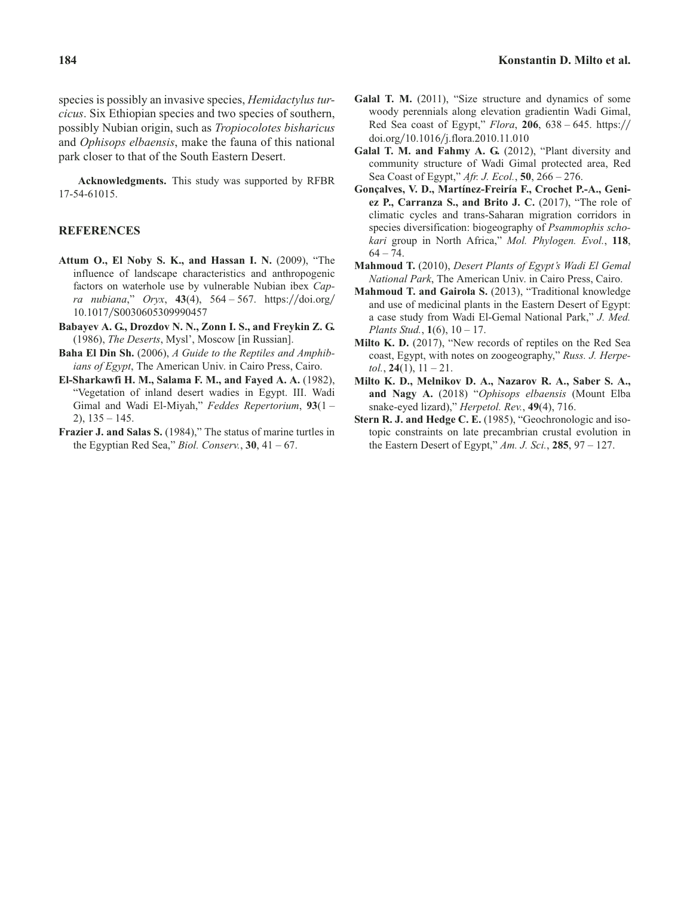species is possibly an invasive species, *Hemidactylus turcicus*. Six Ethiopian species and two species of southern, possibly Nubian origin, such as *Tropiocolotes bisharicus* and *Ophisops elbaensis*, make the fauna of this national park closer to that of the South Eastern Desert.

**Acknowledgments.** This study was supported by RFBR 17-54-61015.

## REFERENCES

**Attum O., El Noby S. K., and Hassan I. N.** (2009), "The influence of landscape characteristics and anthropogenic factors on waterhole use by vulnerable Nubian ibex *Capra nubiana*," *Oryx*, **43**(4), 564 – 567. https://doi.org/10.1017/S0030605309990457

**Babayev A. G., Drozdov N. N., Zonn I. S., and Freykin Z. G.** (1986), *The Deserts*, Mysl', Moscow [in Russian].

**Baha El Din Sh.** (2006), *A Guide to the Reptiles and Amphibians of Egypt*, The American Univ. in Cairo Press, Cairo.

**El-Sharkawfi H. M., Salama F. M., and Fayed A. A.** (1982), "Vegetation of inland desert wadies in Egypt. III. Wadi Gimal and Wadi El-Miyah," *Feddes Repertorium*, **93**(1 – 2), 135 – 145.

**Frazier J. and Salas S.** (1984)," The status of marine turtles in the Egyptian Red Sea," *Biol. Conserv.*, **30**, 41 – 67.

**Galal T. M.** (2011), "Size structure and dynamics of some woody perennials along elevation gradientin Wadi Gimal, Red Sea coast of Egypt," *Flora*, **206**, 638 – 645. https://doi.org/10.1016/j.flora.2010.11.010

**Galal T. M. and Fahmy A. G.** (2012), "Plant diversity and community structure of Wadi Gimal protected area, Red Sea Coast of Egypt," *Afr. J. Ecol.*, **50**, 266 – 276.

**Gonçalves, V. D., Martínez-Freiría F., Crochet P.-A., Geniez P., Carranza S., and Brito J. C.** (2017), "The role of climatic cycles and trans-Saharan migration corridors in species diversification: biogeography of *Psammophis schokari* group in North Africa," *Mol. Phylogen. Evol.*, **118**, 64 – 74.

**Mahmoud T.** (2010), *Desert Plants of Egypt's Wadi El Gemal National Park*, The American Univ. in Cairo Press, Cairo.

**Mahmoud T. and Gairola S.** (2013), "Traditional knowledge and use of medicinal plants in the Eastern Desert of Egypt: a case study from Wadi El-Gemal National Park," *J. Med. Plants Stud.*, **1**(6), 10 – 17.

**Milto K. D.** (2017), "New records of reptiles on the Red Sea coast, Egypt, with notes on zoogeography," *Russ. J. Herpetol.*, **24**(1), 11 – 21.

**Milto K. D., Melnikov D. A., Nazarov R. A., Saber S. A., and Nagy A.** (2018) "*Ophisops elbaensis* (Mount Elba snake-eyed lizard)," *Herpetol. Rev.*, **49**(4), 716.

**Stern R. J. and Hedge C. E.** (1985), "Geochronologic and isotopic constraints on late precambrian crustal evolution in the Eastern Desert of Egypt," *Am. J. Sci.*, **285**, 97 – 127.